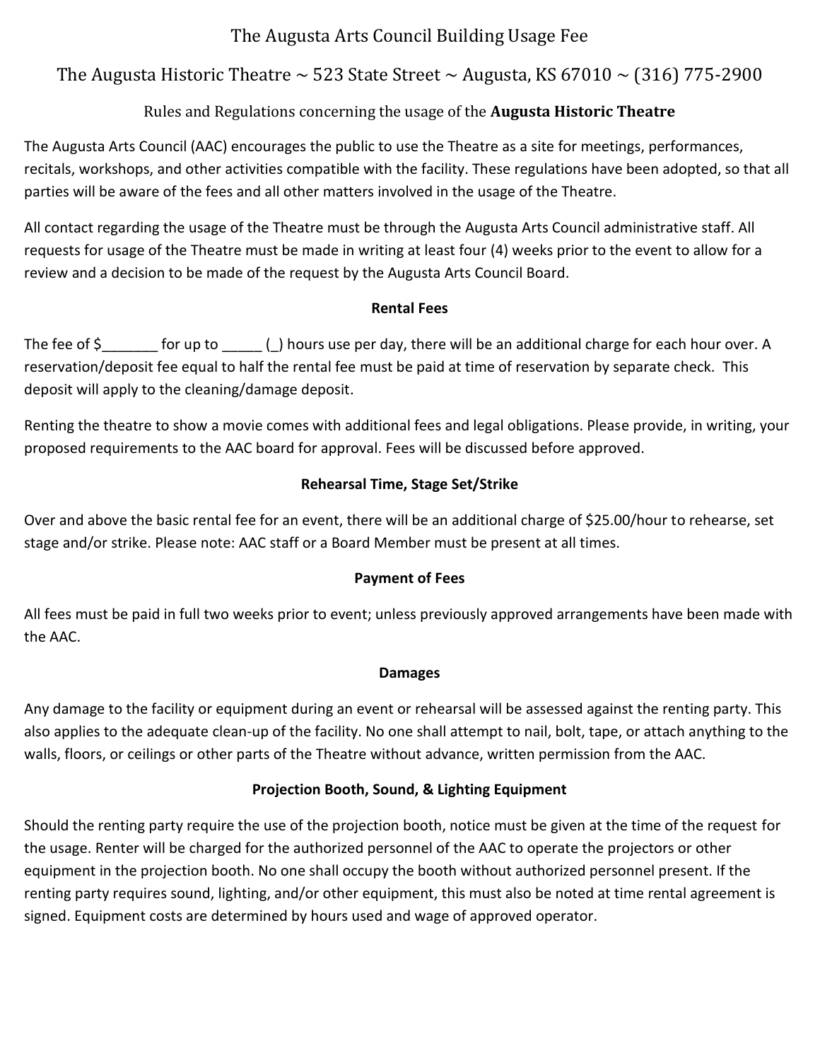# The Augusta Arts Council Building Usage Fee

## The Augusta Historic Theatre ~ 523 State Street ~ Augusta, KS 67010 ~ (316) 775-2900

### Rules and Regulations concerning the usage of the **Augusta Historic Theatre**

The Augusta Arts Council (AAC) encourages the public to use the Theatre as a site for meetings, performances, recitals, workshops, and other activities compatible with the facility. These regulations have been adopted, so that all parties will be aware of the fees and all other matters involved in the usage of the Theatre.

All contact regarding the usage of the Theatre must be through the Augusta Arts Council administrative staff. All requests for usage of the Theatre must be made in writing at least four (4) weeks prior to the event to allow for a review and a decision to be made of the request by the Augusta Arts Council Board.

**Rental Fees**

The fee of $_______ for up to _____ (_) hours use per day, there will be an additional charge for each hour over. A reservation/deposit fee equal to half the rental fee must be paid at time of reservation by separate check. This deposit will apply to the cleaning/damage deposit.

Renting the theatre to show a movie comes with additional fees and legal obligations. Please provide, in writing, your proposed requirements to the AAC board for approval. Fees will be discussed before approved.

**Rehearsal Time, Stage Set/Strike**

Over and above the basic rental fee for an event, there will be an additional charge of $25.00/hour to rehearse, set stage and/or strike. Please note: AAC staff or a Board Member must be present at all times.

**Payment of Fees**

All fees must be paid in full two weeks prior to event; unless previously approved arrangements have been made with the AAC.

**Damages**

Any damage to the facility or equipment during an event or rehearsal will be assessed against the renting party. This also applies to the adequate clean-up of the facility. No one shall attempt to nail, bolt, tape, or attach anything to the walls, floors, or ceilings or other parts of the Theatre without advance, written permission from the AAC.

**Projection Booth, Sound, & Lighting Equipment**

Should the renting party require the use of the projection booth, notice must be given at the time of the request for the usage. Renter will be charged for the authorized personnel of the AAC to operate the projectors or other equipment in the projection booth. No one shall occupy the booth without authorized personnel present. If the renting party requires sound, lighting, and/or other equipment, this must also be noted at time rental agreement is signed. Equipment costs are determined by hours used and wage of approved operator.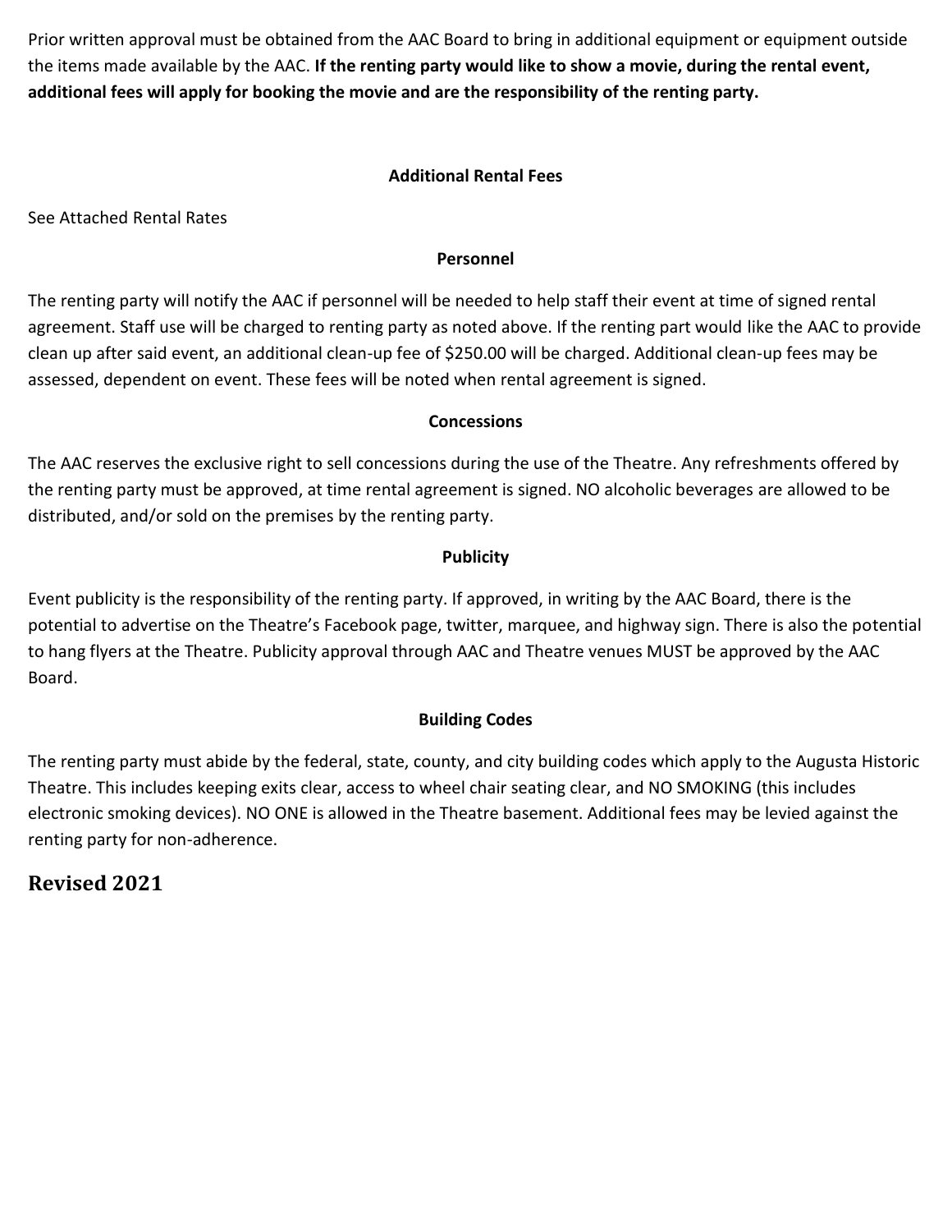Prior written approval must be obtained from the AAC Board to bring in additional equipment or equipment outside the items made available by the AAC. **If the renting party would like to show a movie, during the rental event, additional fees will apply for booking the movie and are the responsibility of the renting party.**

### Additional Rental Fees

See Attached Rental Rates

### Personnel

The renting party will notify the AAC if personnel will be needed to help staff their event at time of signed rental agreement. Staff use will be charged to renting party as noted above. If the renting part would like the AAC to provide clean up after said event, an additional clean-up fee of $250.00 will be charged. Additional clean-up fees may be assessed, dependent on event. These fees will be noted when rental agreement is signed.

### Concessions

The AAC reserves the exclusive right to sell concessions during the use of the Theatre. Any refreshments offered by the renting party must be approved, at time rental agreement is signed. NO alcoholic beverages are allowed to be distributed, and/or sold on the premises by the renting party.

### Publicity

Event publicity is the responsibility of the renting party. If approved, in writing by the AAC Board, there is the potential to advertise on the Theatre's Facebook page, twitter, marquee, and highway sign. There is also the potential to hang flyers at the Theatre. Publicity approval through AAC and Theatre venues MUST be approved by the AAC Board.

### Building Codes

The renting party must abide by the federal, state, county, and city building codes which apply to the Augusta Historic Theatre. This includes keeping exits clear, access to wheel chair seating clear, and NO SMOKING (this includes electronic smoking devices). NO ONE is allowed in the Theatre basement. Additional fees may be levied against the renting party for non-adherence.

## Revised 2021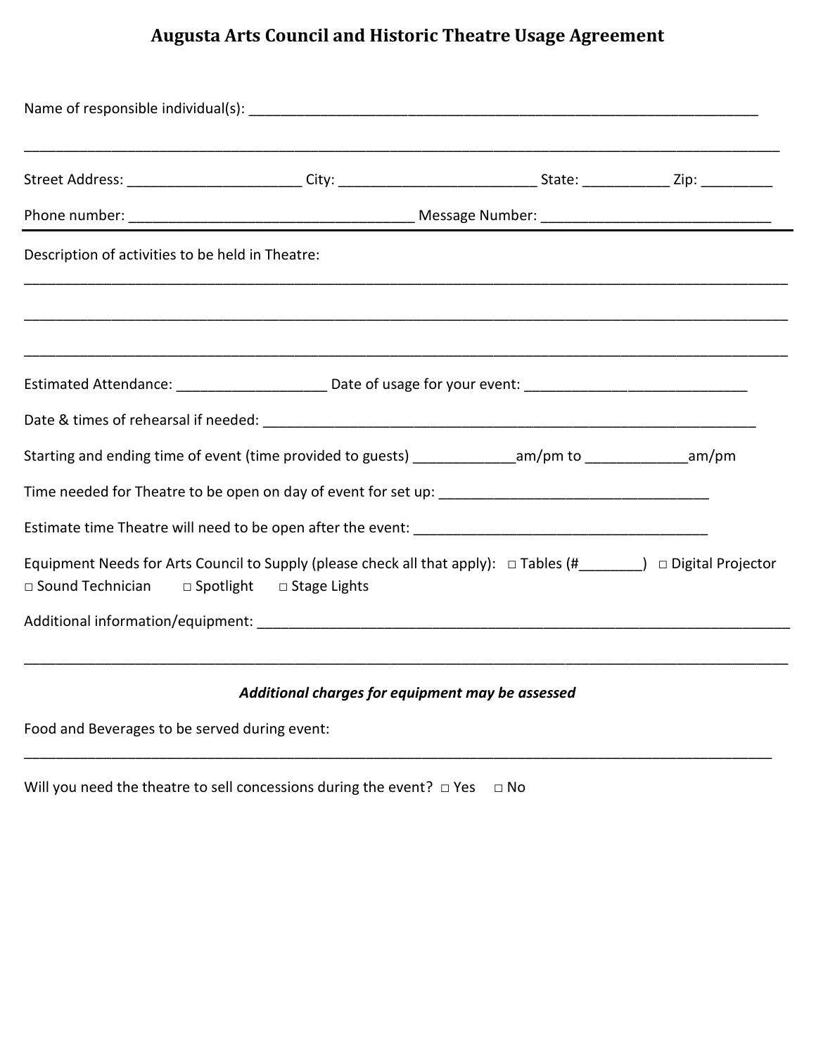# Augusta Arts Council and Historic Theatre Usage Agreement

Name of responsible individual(s): ________________________________________________________________

__________________________________________________________________________________________________

Street Address: ______________________ City: _________________________ State: ___________ Zip: _________

Phone number: ____________________________________ Message Number: ____________________________

---

Description of activities to be held in Theatre:

__________________________________________________________________________________________________

__________________________________________________________________________________________________

__________________________________________________________________________________________________

Estimated Attendance: ___________________ Date of usage for your event: ____________________________

Date & times of rehearsal if needed: ______________________________________________________________

Starting and ending time of event (time provided to guests) _____________am/pm to _____________am/pm

Time needed for Theatre to be open on day of event for set up: _________________________________

Estimate time Theatre will need to be open after the event: _____________________________________

Equipment Needs for Arts Council to Supply (please check all that apply): □ Tables (#________) □ Digital Projector □ Sound Technician □ Spotlight □ Stage Lights

Additional information/equipment: _______________________________________________________________

__________________________________________________________________________________________________

***Additional charges for equipment may be assessed***

Food and Beverages to be served during event:

__________________________________________________________________________________________________

Will you need the theatre to sell concessions during the event? □ Yes □ No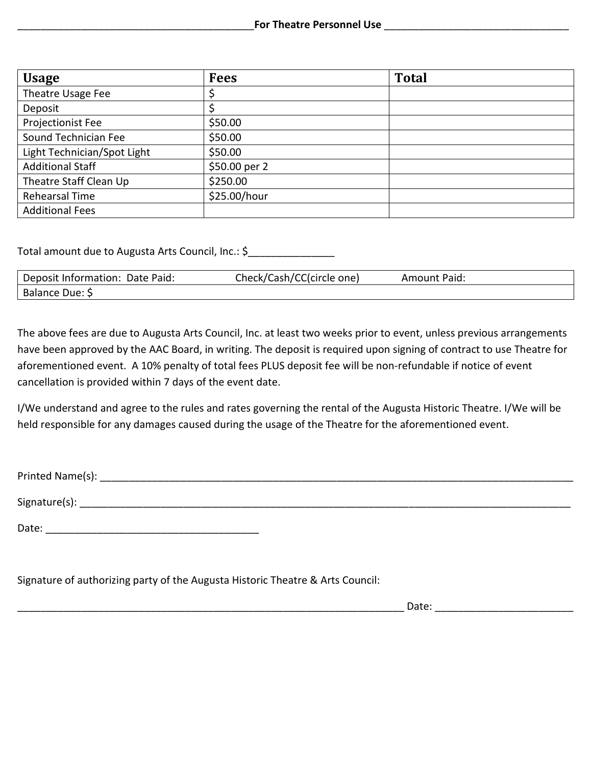**For Theatre Personnel Use**

| Usage | Fees | Total |
|---|---|---|
| Theatre Usage Fee | $ | |
| Deposit | $ | |
| Projectionist Fee | $50.00 | |
| Sound Technician Fee | $50.00 | |
| Light Technician/Spot Light | $50.00 | |
| Additional Staff | $50.00 per 2 | |
| Theatre Staff Clean Up | $250.00 | |
| Rehearsal Time | $25.00/hour | |
| Additional Fees | | |

Total amount due to Augusta Arts Council, Inc.: $_______________

| | | |
|---|---|---|
| Deposit Information: Date Paid: | Check/Cash/CC(circle one) | Amount Paid: |
| Balance Due: $ | | |

The above fees are due to Augusta Arts Council, Inc. at least two weeks prior to event, unless previous arrangements have been approved by the AAC Board, in writing. The deposit is required upon signing of contract to use Theatre for aforementioned event. A 10% penalty of total fees PLUS deposit fee will be non-refundable if notice of event cancellation is provided within 7 days of the event date.

I/We understand and agree to the rules and rates governing the rental of the Augusta Historic Theatre. I/We will be held responsible for any damages caused during the usage of the Theatre for the aforementioned event.

Printed Name(s): ________________________________________________________________________________

Signature(s): ___________________________________________________________________________________

Date: ______________________________________

Signature of authorizing party of the Augusta Historic Theatre & Arts Council:

_______________________________________________________________________ Date: _________________________